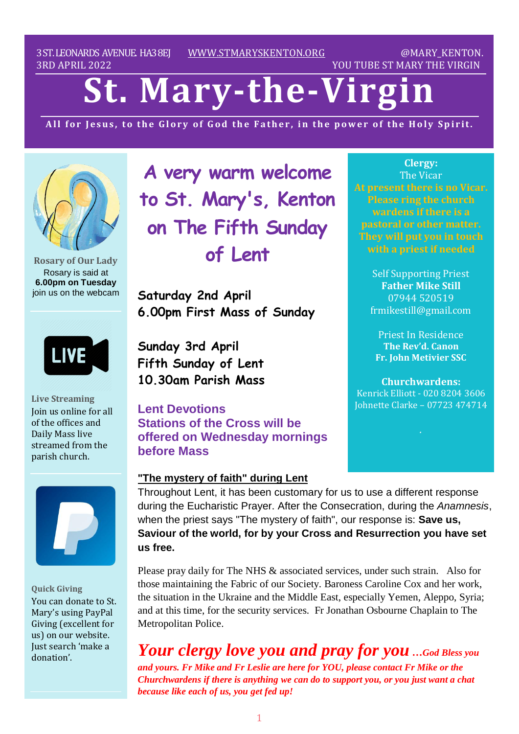3 ST. LEONARDS AVENUE. HA3 8EJ WWW.STMARYSKENTON.ORG @MARY_KENTON.
3RD APRIL 2022 YOU TUBE ST MARY THE VIRGIN

# St. Mary-the-Virgin

**All for Jesus, to the Glory of God the Father, in the power of the Holy Spirit.**

## A very warm welcome to St. Mary's, Kenton on The Fifth Sunday of Lent

**Saturday 2nd April**
**6.00pm First Mass of Sunday**

**Sunday 3rd April**
**Fifth Sunday of Lent**
**10.30am Parish Mass**

**Lent Devotions**
**Stations of the Cross will be offered on Wednesday mornings before Mass**

**"The mystery of faith" during Lent**

Throughout Lent, it has been customary for us to use a different response during the Eucharistic Prayer. After the Consecration, during the *Anamnesis*, when the priest says "The mystery of faith", our response is: **Save us, Saviour of the world, for by your Cross and Resurrection you have set us free.**

Please pray daily for The NHS & associated services, under such strain. Also for those maintaining the Fabric of our Society. Baroness Caroline Cox and her work, the situation in the Ukraine and the Middle East, especially Yemen, Aleppo, Syria; and at this time, for the security services. Fr Jonathan Osbourne Chaplain to The Metropolitan Police.

***Your clergy love you and pray for you …God Bless you and yours. Fr Mike and Fr Leslie are here for YOU, please contact Fr Mike or the Churchwardens if there is anything we can do to support you, or you just want a chat because like each of us, you get fed up!***

**Rosary of Our Lady**
Rosary is said at **6.00pm on Tuesday** join us on the webcam

**Live Streaming**
Join us online for all of the offices and Daily Mass live streamed from the parish church.

**Quick Giving**
You can donate to St. Mary's using PayPal Giving (excellent for us) on our website. Just search 'make a donation'.

**Clergy:**
The Vicar
At present there is no Vicar. Please ring the church wardens if there is a pastoral or other matter. They will put you in touch with a priest if needed

Self Supporting Priest
**Father Mike Still**
07944 520519
frmikestill@gmail.com

Priest In Residence
**The Rev'd. Canon Fr. John Metivier SSC**

**Churchwardens:**
Kenrick Elliott - 020 8204 3606
Johnette Clarke – 07723 474714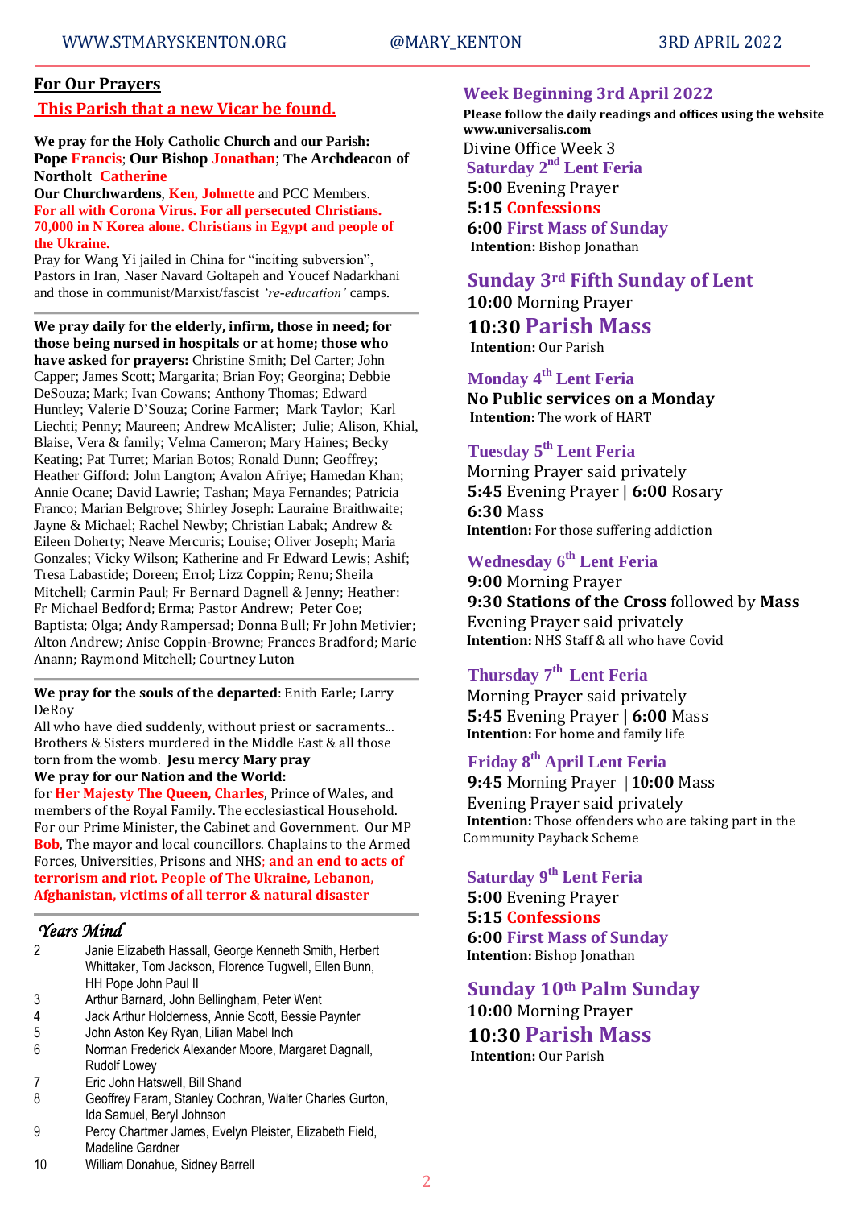## For Our Prayers

**This Parish that a new Vicar be found.**

**We pray for the Holy Catholic Church and our Parish: Pope Francis; Our Bishop Jonathan; The Archdeacon of Northolt Catherine**

**Our Churchwardens, Ken, Johnette** and PCC Members.

**For all with Corona Virus. For all persecuted Christians. 70,000 in N Korea alone. Christians in Egypt and people of the Ukraine.**

Pray for Wang Yi jailed in China for "inciting subversion", Pastors in Iran, Naser Navard Goltapeh and Youcef Nadarkhani and those in communist/Marxist/fascist *'re-education'* camps.

**We pray daily for the elderly, infirm, those in need; for those being nursed in hospitals or at home; those who have asked for prayers:** Christine Smith; Del Carter; John Capper; James Scott; Margarita; Brian Foy; Georgina; Debbie DeSouza; Mark; Ivan Cowans; Anthony Thomas; Edward Huntley; Valerie D'Souza; Corine Farmer; Mark Taylor; Karl Liechti; Penny; Maureen; Andrew McAlister; Julie; Alison, Khial, Blaise, Vera & family; Velma Cameron; Mary Haines; Becky Keating; Pat Turret; Marian Botos; Ronald Dunn; Geoffrey; Heather Gifford: John Langton; Avalon Afriye; Hamedan Khan; Annie Ocane; David Lawrie; Tashan; Maya Fernandes; Patricia Franco; Marian Belgrove; Shirley Joseph: Lauraine Braithwaite; Jayne & Michael; Rachel Newby; Christian Labak; Andrew & Eileen Doherty; Neave Mercuris; Louise; Oliver Joseph; Maria Gonzales; Vicky Wilson; Katherine and Fr Edward Lewis; Ashif; Tresa Labastide; Doreen; Errol; Lizz Coppin; Renu; Sheila Mitchell; Carmin Paul; Fr Bernard Dagnell & Jenny; Heather: Fr Michael Bedford; Erma; Pastor Andrew; Peter Coe; Baptista; Olga; Andy Rampersad; Donna Bull; Fr John Metivier; Alton Andrew; Anise Coppin-Browne; Frances Bradford; Marie Anann; Raymond Mitchell; Courtney Luton

**We pray for the souls of the departed**: Enith Earle; Larry DeRoy

All who have died suddenly, without priest or sacraments... Brothers & Sisters murdered in the Middle East & all those torn from the womb. **Jesu mercy Mary pray**

**We pray for our Nation and the World:**

for **Her Majesty The Queen, Charles**, Prince of Wales, and members of the Royal Family. The ecclesiastical Household. For our Prime Minister, the Cabinet and Government. Our MP **Bob**, The mayor and local councillors. Chaplains to the Armed Forces, Universities, Prisons and NHS; **and an end to acts of terrorism and riot. People of The Ukraine, Lebanon, Afghanistan, victims of all terror & natural disaster**

### *Years Mind*

| | |
|---|---|
| 2 | Janie Elizabeth Hassall, George Kenneth Smith, Herbert Whittaker, Tom Jackson, Florence Tugwell, Ellen Bunn, HH Pope John Paul II |
| 3 | Arthur Barnard, John Bellingham, Peter Went |
| 4 | Jack Arthur Holderness, Annie Scott, Bessie Paynter |
| 5 | John Aston Key Ryan, Lilian Mabel Inch |
| 6 | Norman Frederick Alexander Moore, Margaret Dagnall, Rudolf Lowey |
| 7 | Eric John Hatswell, Bill Shand |
| 8 | Geoffrey Faram, Stanley Cochran, Walter Charles Gurton, Ida Samuel, Beryl Johnson |
| 9 | Percy Chartmer James, Evelyn Pleister, Elizabeth Field, Madeline Gardner |
| 10 | William Donahue, Sidney Barrell |

## Week Beginning 3rd April 2022

**Please follow the daily readings and offices using the website www.universalis.com**

Divine Office Week 3

### Saturday 2nd Lent Feria

**5:00** Evening Prayer
**5:15 Confessions**
**6:00 First Mass of Sunday**
**Intention:** Bishop Jonathan

### Sunday 3rd Fifth Sunday of Lent

**10:00** Morning Prayer
**10:30 Parish Mass**
**Intention:** Our Parish

### Monday 4th Lent Feria

**No Public services on a Monday**
**Intention:** The work of HART

### Tuesday 5th Lent Feria

Morning Prayer said privately
**5:45** Evening Prayer | **6:00** Rosary
**6:30** Mass
**Intention:** For those suffering addiction

### Wednesday 6th Lent Feria

**9:00** Morning Prayer
**9:30 Stations of the Cross** followed by **Mass**
Evening Prayer said privately
**Intention:** NHS Staff & all who have Covid

### Thursday 7th Lent Feria

Morning Prayer said privately
**5:45** Evening Prayer **| 6:00** Mass
**Intention:** For home and family life

### Friday 8th April Lent Feria

**9:45** Morning Prayer | **10:00** Mass
Evening Prayer said privately
**Intention:** Those offenders who are taking part in the Community Payback Scheme

### Saturday 9th Lent Feria

**5:00** Evening Prayer
**5:15 Confessions**
**6:00 First Mass of Sunday**
**Intention:** Bishop Jonathan

### Sunday 10th Palm Sunday

**10:00** Morning Prayer
**10:30 Parish Mass**
**Intention:** Our Parish